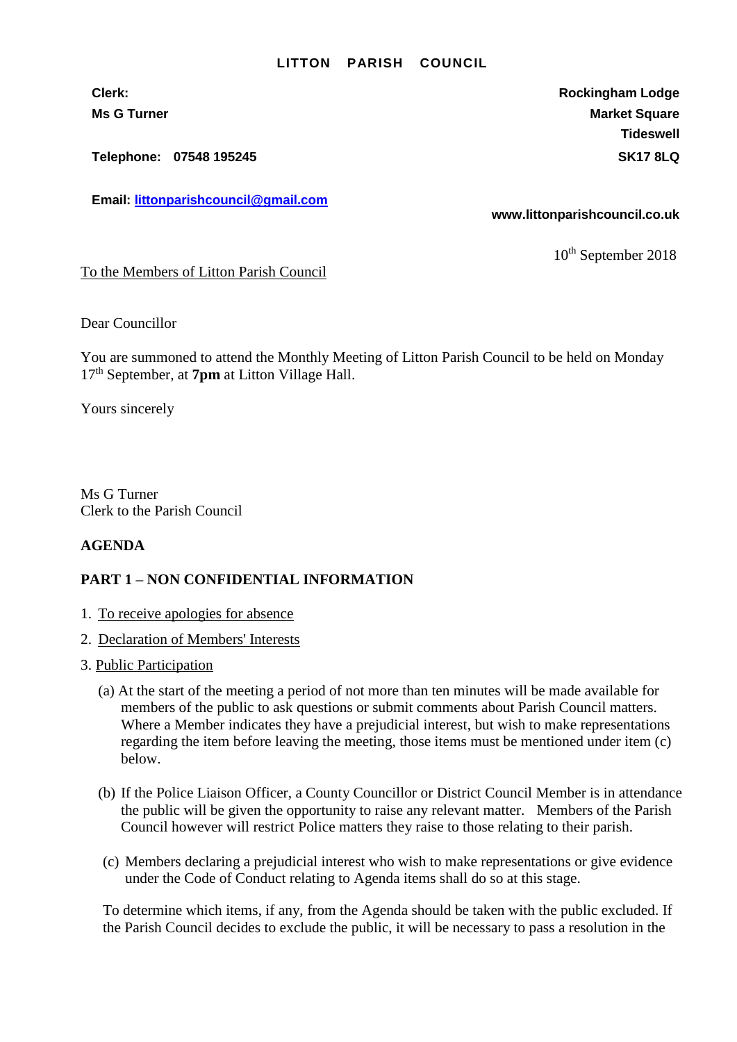# LITTON PARISH COUNCIL

**Clerk:**
**Ms G Turner**

**Telephone: 07548 195245**

**Email: [littonparishcouncil@gmail.com](mailto:littonparishcouncil@gmail.com)**

**Rockingham Lodge**
**Market Square**
**Tideswell**
**SK17 8LQ**

**www.littonparishcouncil.co.uk**

10th September 2018

To the Members of Litton Parish Council

Dear Councillor

You are summoned to attend the Monthly Meeting of Litton Parish Council to be held on Monday 17th September, at **7pm** at Litton Village Hall.

Yours sincerely

Ms G Turner
Clerk to the Parish Council

**AGENDA**

**PART 1 – NON CONFIDENTIAL INFORMATION**

1. To receive apologies for absence
2. Declaration of Members' Interests
3. Public Participation

   (a) At the start of the meeting a period of not more than ten minutes will be made available for members of the public to ask questions or submit comments about Parish Council matters. Where a Member indicates they have a prejudicial interest, but wish to make representations regarding the item before leaving the meeting, those items must be mentioned under item (c) below.

   (b) If the Police Liaison Officer, a County Councillor or District Council Member is in attendance the public will be given the opportunity to raise any relevant matter. Members of the Parish Council however will restrict Police matters they raise to those relating to their parish.

   (c) Members declaring a prejudicial interest who wish to make representations or give evidence under the Code of Conduct relating to Agenda items shall do so at this stage.

   To determine which items, if any, from the Agenda should be taken with the public excluded. If the Parish Council decides to exclude the public, it will be necessary to pass a resolution in the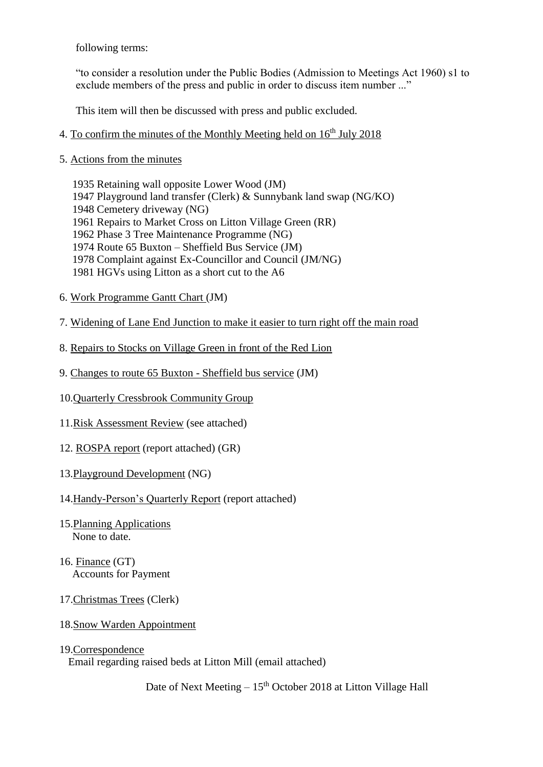following terms:

"to consider a resolution under the Public Bodies (Admission to Meetings Act 1960) s1 to exclude members of the press and public in order to discuss item number ..."

This item will then be discussed with press and public excluded.

4. To confirm the minutes of the Monthly Meeting held on 16th July 2018

5. Actions from the minutes

   1935 Retaining wall opposite Lower Wood (JM)
   1947 Playground land transfer (Clerk) & Sunnybank land swap (NG/KO)
   1948 Cemetery driveway (NG)
   1961 Repairs to Market Cross on Litton Village Green (RR)
   1962 Phase 3 Tree Maintenance Programme (NG)
   1974 Route 65 Buxton – Sheffield Bus Service (JM)
   1978 Complaint against Ex-Councillor and Council (JM/NG)
   1981 HGVs using Litton as a short cut to the A6

6. Work Programme Gantt Chart (JM)

7. Widening of Lane End Junction to make it easier to turn right off the main road

8. Repairs to Stocks on Village Green in front of the Red Lion

9. Changes to route 65 Buxton - Sheffield bus service (JM)

10. Quarterly Cressbrook Community Group

11. Risk Assessment Review (see attached)

12. ROSPA report (report attached) (GR)

13. Playground Development (NG)

14. Handy-Person's Quarterly Report (report attached)

15. Planning Applications
    None to date.

16. Finance (GT)
    Accounts for Payment

17. Christmas Trees (Clerk)

18. Snow Warden Appointment

19. Correspondence
    Email regarding raised beds at Litton Mill (email attached)

Date of Next Meeting – 15th October 2018 at Litton Village Hall